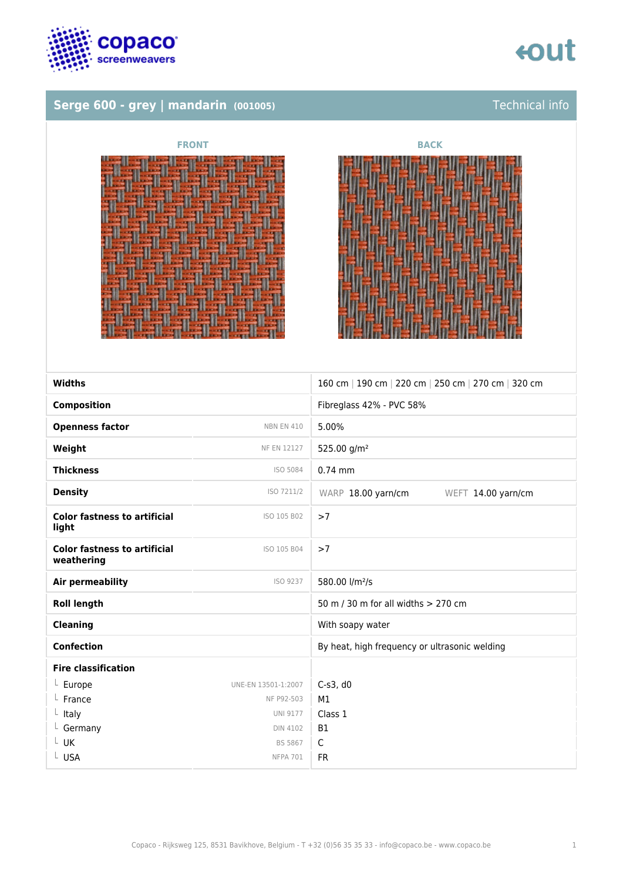# Serge 600 - grey | mandarin (001005)

Technical info

FRONT

BACK

| | | |
|---|---|---|
| **Widths** | | 160 cm \| 190 cm \| 220 cm \| 250 cm \| 270 cm \| 320 cm |
| **Composition** | | Fibreglass 42% - PVC 58% |
| **Openness factor** | NBN EN 410 | 5.00% |
| **Weight** | NF EN 12127 | 525.00 g/m² |
| **Thickness** | ISO 5084 | 0.74 mm |
| **Density** | ISO 7211/2 | WARP 18.00 yarn/cm WEFT 14.00 yarn/cm |
| **Color fastness to artificial light** | ISO 105 B02 | >7 |
| **Color fastness to artificial weathering** | ISO 105 B04 | >7 |
| **Air permeability** | ISO 9237 | 580.00 l/m²/s |
| **Roll length** | | 50 m / 30 m for all widths > 270 cm |
| **Cleaning** | | With soapy water |
| **Confection** | | By heat, high frequency or ultrasonic welding |
| **Fire classification** | | |
| └ Europe | UNE-EN 13501-1:2007 | C-s3, d0 |
| └ France | NF P92-503 | M1 |
| └ Italy | UNI 9177 | Class 1 |
| └ Germany | DIN 4102 | B1 |
| └ UK | BS 5867 | C |
| └ USA | NFPA 701 | FR |

Copaco - Rijksweg 125, 8531 Bavikhove, Belgium - T +32 (0)56 35 35 33 - info@copaco.be - www.copaco.be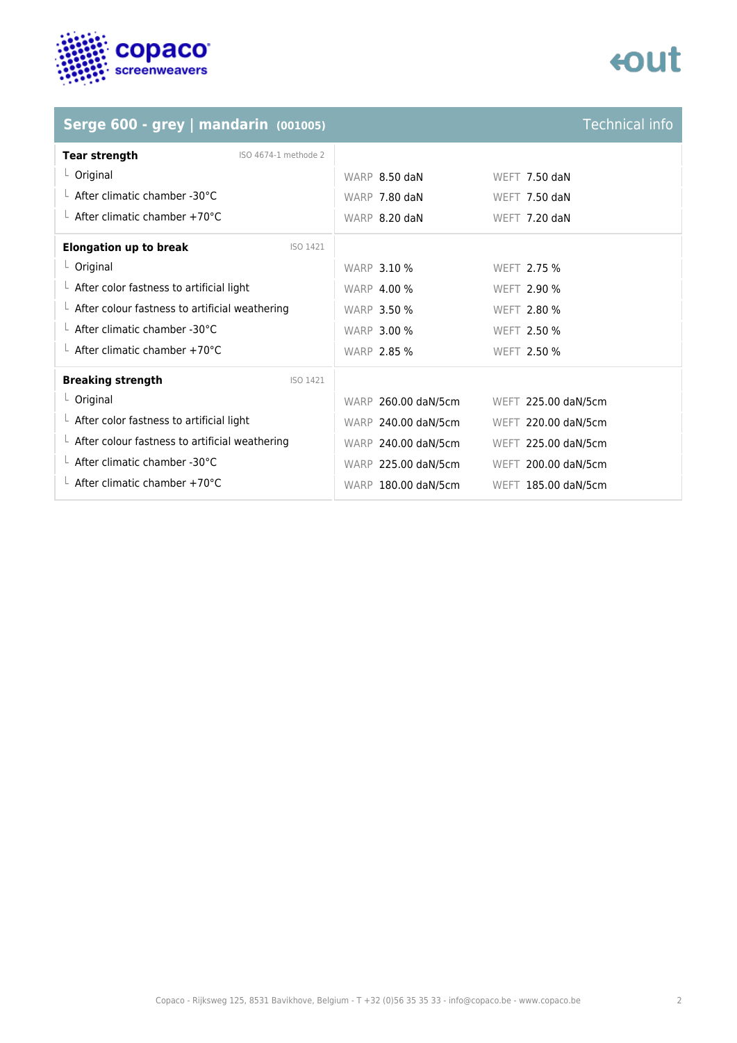## Serge 600 - grey | mandarin (001005)

Technical info

| Tear strength (ISO 4674-1 methode 2) | WARP | WEFT |
|---|---|---|
| Original | 8.50 daN | 7.50 daN |
| After climatic chamber -30°C | 7.80 daN | 7.50 daN |
| After climatic chamber +70°C | 8.20 daN | 7.20 daN |

| Elongation up to break (ISO 1421) | WARP | WEFT |
|---|---|---|
| Original | 3.10 % | 2.75 % |
| After color fastness to artificial light | 4.00 % | 2.90 % |
| After colour fastness to artificial weathering | 3.50 % | 2.80 % |
| After climatic chamber -30°C | 3.00 % | 2.50 % |
| After climatic chamber +70°C | 2.85 % | 2.50 % |

| Breaking strength (ISO 1421) | WARP | WEFT |
|---|---|---|
| Original | 260.00 daN/5cm | 225.00 daN/5cm |
| After color fastness to artificial light | 240.00 daN/5cm | 220.00 daN/5cm |
| After colour fastness to artificial weathering | 240.00 daN/5cm | 225.00 daN/5cm |
| After climatic chamber -30°C | 225.00 daN/5cm | 200.00 daN/5cm |
| After climatic chamber +70°C | 180.00 daN/5cm | 185.00 daN/5cm |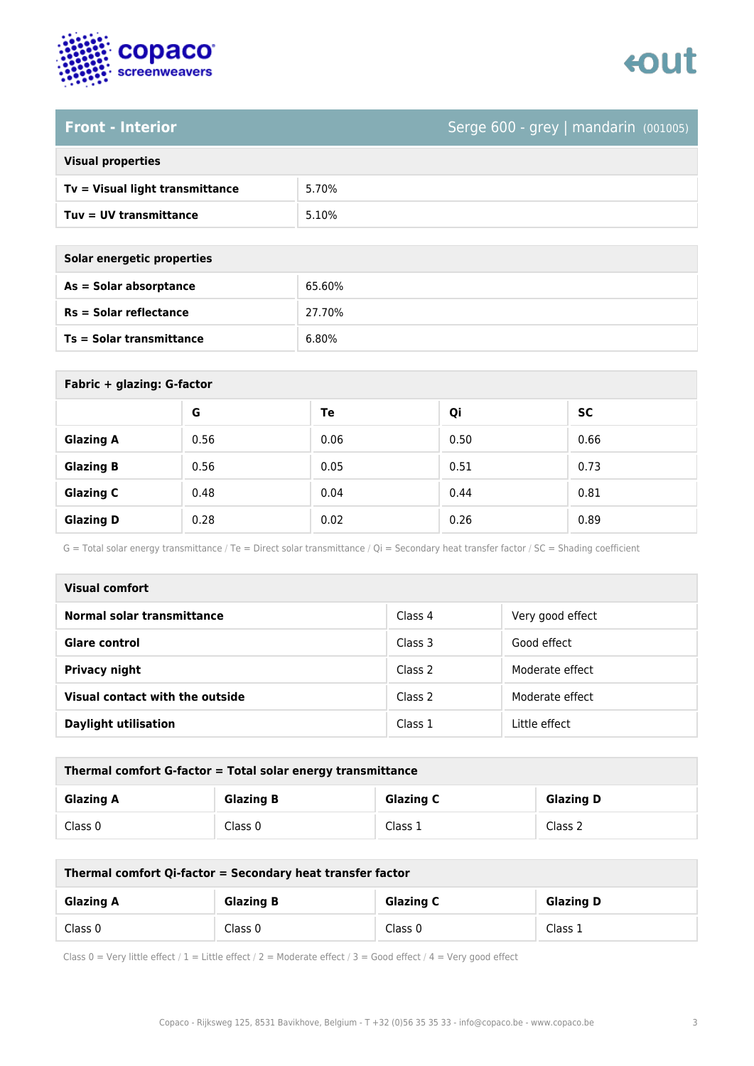## Front - Interior

Serge 600 - grey | mandarin (001005)

| Visual properties | |
|---|---|
| **Tv = Visual light transmittance** | 5.70% |
| **Tuv = UV transmittance** | 5.10% |

| Solar energetic properties | |
|---|---|
| **As = Solar absorptance** | 65.60% |
| **Rs = Solar reflectance** | 27.70% |
| **Ts = Solar transmittance** | 6.80% |

**Fabric + glazing: G-factor**

| | G | Te | Qi | SC |
|---|---|---|---|---|
| **Glazing A** | 0.56 | 0.06 | 0.50 | 0.66 |
| **Glazing B** | 0.56 | 0.05 | 0.51 | 0.73 |
| **Glazing C** | 0.48 | 0.04 | 0.44 | 0.81 |
| **Glazing D** | 0.28 | 0.02 | 0.26 | 0.89 |

G = Total solar energy transmittance / Te = Direct solar transmittance / Qi = Secondary heat transfer factor / SC = Shading coefficient

| Visual comfort | | |
|---|---|---|
| **Normal solar transmittance** | Class 4 | Very good effect |
| **Glare control** | Class 3 | Good effect |
| **Privacy night** | Class 2 | Moderate effect |
| **Visual contact with the outside** | Class 2 | Moderate effect |
| **Daylight utilisation** | Class 1 | Little effect |

**Thermal comfort G-factor = Total solar energy transmittance**

| Glazing A | Glazing B | Glazing C | Glazing D |
|---|---|---|---|
| Class 0 | Class 0 | Class 1 | Class 2 |

**Thermal comfort Qi-factor = Secondary heat transfer factor**

| Glazing A | Glazing B | Glazing C | Glazing D |
|---|---|---|---|
| Class 0 | Class 0 | Class 0 | Class 1 |

Class 0 = Very little effect / 1 = Little effect / 2 = Moderate effect / 3 = Good effect / 4 = Very good effect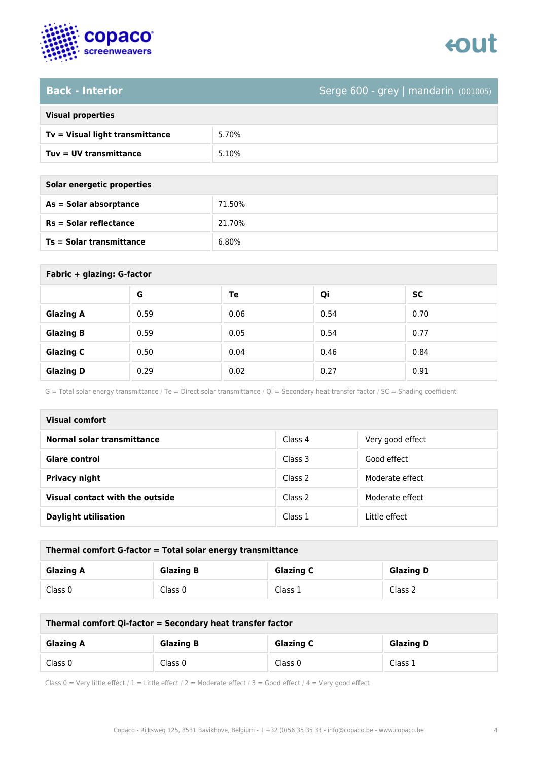## Back - Interior

Serge 600 - grey | mandarin (001005)

| Visual properties | |
|---|---|
| **Tv = Visual light transmittance** | 5.70% |
| **Tuv = UV transmittance** | 5.10% |

| Solar energetic properties | |
|---|---|
| **As = Solar absorptance** | 71.50% |
| **Rs = Solar reflectance** | 21.70% |
| **Ts = Solar transmittance** | 6.80% |

**Fabric + glazing: G-factor**

| | G | Te | Qi | SC |
|---|---|---|---|---|
| **Glazing A** | 0.59 | 0.06 | 0.54 | 0.70 |
| **Glazing B** | 0.59 | 0.05 | 0.54 | 0.77 |
| **Glazing C** | 0.50 | 0.04 | 0.46 | 0.84 |
| **Glazing D** | 0.29 | 0.02 | 0.27 | 0.91 |

G = Total solar energy transmittance / Te = Direct solar transmittance / Qi = Secondary heat transfer factor / SC = Shading coefficient

| Visual comfort | | |
|---|---|---|
| **Normal solar transmittance** | Class 4 | Very good effect |
| **Glare control** | Class 3 | Good effect |
| **Privacy night** | Class 2 | Moderate effect |
| **Visual contact with the outside** | Class 2 | Moderate effect |
| **Daylight utilisation** | Class 1 | Little effect |

**Thermal comfort G-factor = Total solar energy transmittance**

| Glazing A | Glazing B | Glazing C | Glazing D |
|---|---|---|---|
| Class 0 | Class 0 | Class 1 | Class 2 |

**Thermal comfort Qi-factor = Secondary heat transfer factor**

| Glazing A | Glazing B | Glazing C | Glazing D |
|---|---|---|---|
| Class 0 | Class 0 | Class 0 | Class 1 |

Class 0 = Very little effect / 1 = Little effect / 2 = Moderate effect / 3 = Good effect / 4 = Very good effect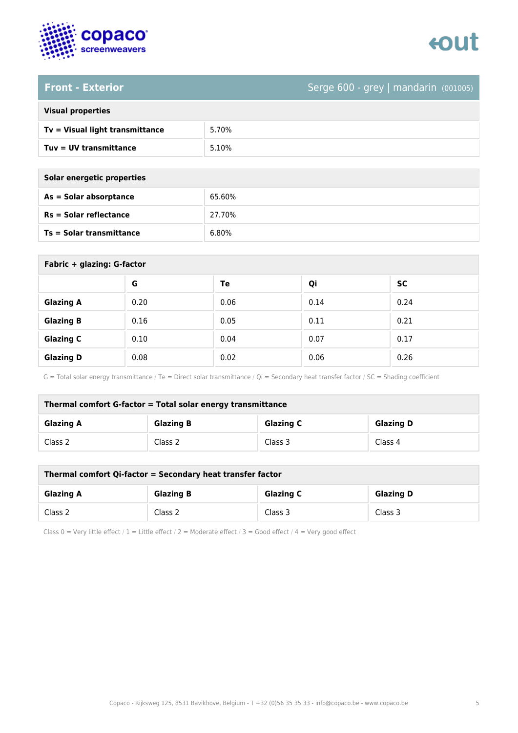## Front - Exterior

Serge 600 - grey | mandarin (001005)

| Visual properties | |
|---|---|
| **Tv = Visual light transmittance** | 5.70% |
| **Tuv = UV transmittance** | 5.10% |

| Solar energetic properties | |
|---|---|
| **As = Solar absorptance** | 65.60% |
| **Rs = Solar reflectance** | 27.70% |
| **Ts = Solar transmittance** | 6.80% |

**Fabric + glazing: G-factor**

| | G | Te | Qi | SC |
|---|---|---|---|---|
| **Glazing A** | 0.20 | 0.06 | 0.14 | 0.24 |
| **Glazing B** | 0.16 | 0.05 | 0.11 | 0.21 |
| **Glazing C** | 0.10 | 0.04 | 0.07 | 0.17 |
| **Glazing D** | 0.08 | 0.02 | 0.06 | 0.26 |

G = Total solar energy transmittance / Te = Direct solar transmittance / Qi = Secondary heat transfer factor / SC = Shading coefficient

**Thermal comfort G-factor = Total solar energy transmittance**

| Glazing A | Glazing B | Glazing C | Glazing D |
|---|---|---|---|
| Class 2 | Class 2 | Class 3 | Class 4 |

**Thermal comfort Qi-factor = Secondary heat transfer factor**

| Glazing A | Glazing B | Glazing C | Glazing D |
|---|---|---|---|
| Class 2 | Class 2 | Class 3 | Class 3 |

Class 0 = Very little effect / 1 = Little effect / 2 = Moderate effect / 3 = Good effect / 4 = Very good effect

Copaco - Rijksweg 125, 8531 Bavikhove, Belgium - T +32 (0)56 35 35 33 - info@copaco.be - www.copaco.be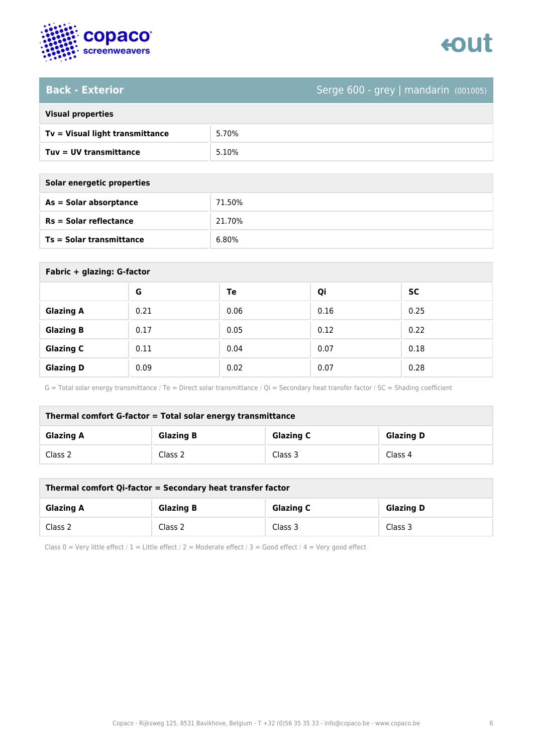## Back - Exterior

Serge 600 - grey | mandarin (001005)

| Visual properties | |
|---|---|
| **Tv = Visual light transmittance** | 5.70% |
| **Tuv = UV transmittance** | 5.10% |

| Solar energetic properties | |
|---|---|
| **As = Solar absorptance** | 71.50% |
| **Rs = Solar reflectance** | 21.70% |
| **Ts = Solar transmittance** | 6.80% |

**Fabric + glazing: G-factor**

| | G | Te | Qi | SC |
|---|---|---|---|---|
| **Glazing A** | 0.21 | 0.06 | 0.16 | 0.25 |
| **Glazing B** | 0.17 | 0.05 | 0.12 | 0.22 |
| **Glazing C** | 0.11 | 0.04 | 0.07 | 0.18 |
| **Glazing D** | 0.09 | 0.02 | 0.07 | 0.28 |

G = Total solar energy transmittance / Te = Direct solar transmittance / Qi = Secondary heat transfer factor / SC = Shading coefficient

**Thermal comfort G-factor = Total solar energy transmittance**

| Glazing A | Glazing B | Glazing C | Glazing D |
|---|---|---|---|
| Class 2 | Class 2 | Class 3 | Class 4 |

**Thermal comfort Qi-factor = Secondary heat transfer factor**

| Glazing A | Glazing B | Glazing C | Glazing D |
|---|---|---|---|
| Class 2 | Class 2 | Class 3 | Class 3 |

Class 0 = Very little effect / 1 = Little effect / 2 = Moderate effect / 3 = Good effect / 4 = Very good effect